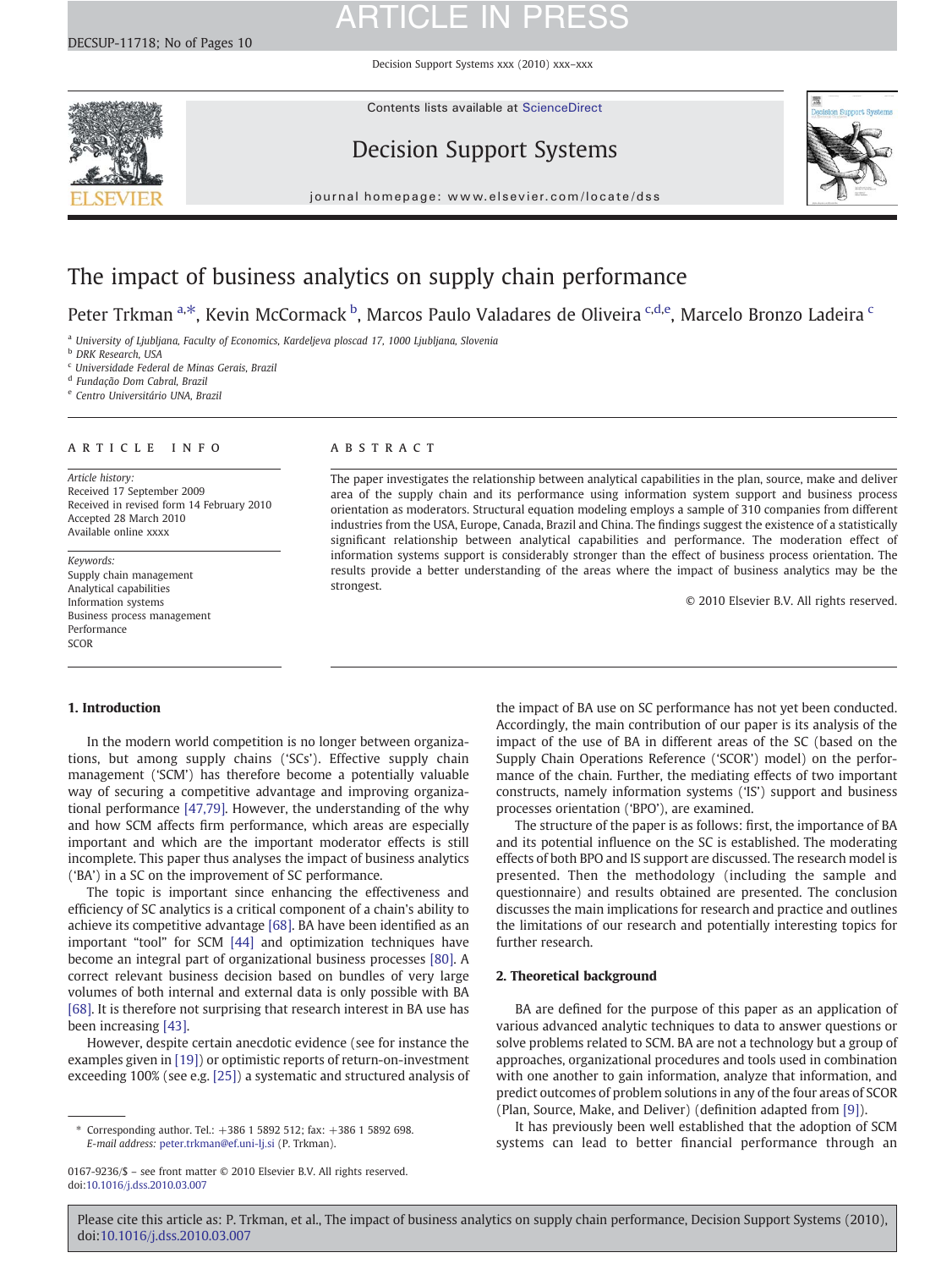# The impact of business analytics on supply chain performance

Peter Trkman [a,*], Kevin McCormack [b], Marcos Paulo Valadares de Oliveira [c,d,e], Marcelo Bronzo Ladeira [c]

[a] *University of Ljubljana, Faculty of Economics, Kardeljeva ploscad 17, 1000 Ljubljana, Slovenia*
[b] *DRK Research, USA*
[c] *Universidade Federal de Minas Gerais, Brazil*
[d] *Fundação Dom Cabral, Brazil*
[e] *Centro Universitário UNA, Brazil*

## ARTICLE INFO

*Article history:*
Received 17 September 2009
Received in revised form 14 February 2010
Accepted 28 March 2010
Available online xxxx

*Keywords:*
Supply chain management
Analytical capabilities
Information systems
Business process management
Performance
SCOR

## ABSTRACT

The paper investigates the relationship between analytical capabilities in the plan, source, make and deliver area of the supply chain and its performance using information system support and business process orientation as moderators. Structural equation modeling employs a sample of 310 companies from different industries from the USA, Europe, Canada, Brazil and China. The findings suggest the existence of a statistically significant relationship between analytical capabilities and performance. The moderation effect of information systems support is considerably stronger than the effect of business process orientation. The results provide a better understanding of the areas where the impact of business analytics may be the strongest.

© 2010 Elsevier B.V. All rights reserved.

## 1. Introduction

In the modern world competition is no longer between organizations, but among supply chains ('SCs'). Effective supply chain management ('SCM') has therefore become a potentially valuable way of securing a competitive advantage and improving organizational performance [47,79]. However, the understanding of the why and how SCM affects firm performance, which areas are especially important and which are the important moderator effects is still incomplete. This paper thus analyses the impact of business analytics ('BA') in a SC on the improvement of SC performance.

The topic is important since enhancing the effectiveness and efficiency of SC analytics is a critical component of a chain's ability to achieve its competitive advantage [68]. BA have been identified as an important "tool" for SCM [44] and optimization techniques have become an integral part of organizational business processes [80]. A correct relevant business decision based on bundles of very large volumes of both internal and external data is only possible with BA [68]. It is therefore not surprising that research interest in BA use has been increasing [43].

However, despite certain anecdotic evidence (see for instance the examples given in [19]) or optimistic reports of return-on-investment exceeding 100% (see e.g. [25]) a systematic and structured analysis of the impact of BA use on SC performance has not yet been conducted. Accordingly, the main contribution of our paper is its analysis of the impact of the use of BA in different areas of the SC (based on the Supply Chain Operations Reference ('SCOR') model) on the performance of the chain. Further, the mediating effects of two important constructs, namely information systems ('IS') support and business processes orientation ('BPO'), are examined.

The structure of the paper is as follows: first, the importance of BA and its potential influence on the SC is established. The moderating effects of both BPO and IS support are discussed. The research model is presented. Then the methodology (including the sample and questionnaire) and results obtained are presented. The conclusion discusses the main implications for research and practice and outlines the limitations of our research and potentially interesting topics for further research.

## 2. Theoretical background

BA are defined for the purpose of this paper as an application of various advanced analytic techniques to data to answer questions or solve problems related to SCM. BA are not a technology but a group of approaches, organizational procedures and tools used in combination with one another to gain information, analyze that information, and predict outcomes of problem solutions in any of the four areas of SCOR (Plan, Source, Make, and Deliver) (definition adapted from [9]).

It has previously been well established that the adoption of SCM systems can lead to better financial performance through an

* Corresponding author. Tel.: +386 1 5892 512; fax: +386 1 5892 698.
*E-mail address:* peter.trkman@ef.uni-lj.si (P. Trkman).

0167-9236/$ – see front matter © 2010 Elsevier B.V. All rights reserved.
doi:10.1016/j.dss.2010.03.007

Please cite this article as: P. Trkman, et al., The impact of business analytics on supply chain performance, Decision Support Systems (2010), doi:10.1016/j.dss.2010.03.007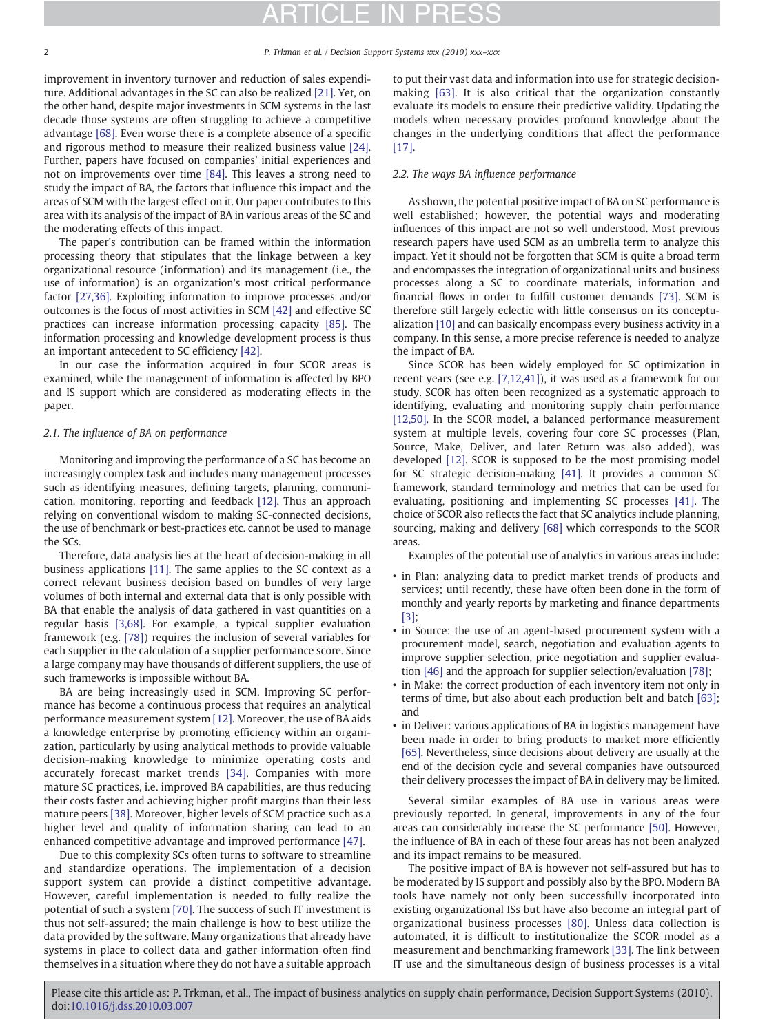improvement in inventory turnover and reduction of sales expenditure. Additional advantages in the SC can also be realized [21]. Yet, on the other hand, despite major investments in SCM systems in the last decade those systems are often struggling to achieve a competitive advantage [68]. Even worse there is a complete absence of a specific and rigorous method to measure their realized business value [24]. Further, papers have focused on companies' initial experiences and not on improvements over time [84]. This leaves a strong need to study the impact of BA, the factors that influence this impact and the areas of SCM with the largest effect on it. Our paper contributes to this area with its analysis of the impact of BA in various areas of the SC and the moderating effects of this impact.

The paper's contribution can be framed within the information processing theory that stipulates that the linkage between a key organizational resource (information) and its management (i.e., the use of information) is an organization's most critical performance factor [27,36]. Exploiting information to improve processes and/or outcomes is the focus of most activities in SCM [42] and effective SC practices can increase information processing capacity [85]. The information processing and knowledge development process is thus an important antecedent to SC efficiency [42].

In our case the information acquired in four SCOR areas is examined, while the management of information is affected by BPO and IS support which are considered as moderating effects in the paper.

### 2.1. The influence of BA on performance

Monitoring and improving the performance of a SC has become an increasingly complex task and includes many management processes such as identifying measures, defining targets, planning, communication, monitoring, reporting and feedback [12]. Thus an approach relying on conventional wisdom to making SC-connected decisions, the use of benchmark or best-practices etc. cannot be used to manage the SCs.

Therefore, data analysis lies at the heart of decision-making in all business applications [11]. The same applies to the SC context as a correct relevant business decision based on bundles of very large volumes of both internal and external data that is only possible with BA that enable the analysis of data gathered in vast quantities on a regular basis [3,68]. For example, a typical supplier evaluation framework (e.g. [78]) requires the inclusion of several variables for each supplier in the calculation of a supplier performance score. Since a large company may have thousands of different suppliers, the use of such frameworks is impossible without BA.

BA are being increasingly used in SCM. Improving SC performance has become a continuous process that requires an analytical performance measurement system [12]. Moreover, the use of BA aids a knowledge enterprise by promoting efficiency within an organization, particularly by using analytical methods to provide valuable decision-making knowledge to minimize operating costs and accurately forecast market trends [34]. Companies with more mature SC practices, i.e. improved BA capabilities, are thus reducing their costs faster and achieving higher profit margins than their less mature peers [38]. Moreover, higher levels of SCM practice such as a higher level and quality of information sharing can lead to an enhanced competitive advantage and improved performance [47].

Due to this complexity SCs often turns to software to streamline and standardize operations. The implementation of a decision support system can provide a distinct competitive advantage. However, careful implementation is needed to fully realize the potential of such a system [70]. The success of such IT investment is thus not self-assured; the main challenge is how to best utilize the data provided by the software. Many organizations that already have systems in place to collect data and gather information often find themselves in a situation where they do not have a suitable approach to put their vast data and information into use for strategic decision-making [63]. It is also critical that the organization constantly evaluate its models to ensure their predictive validity. Updating the models when necessary provides profound knowledge about the changes in the underlying conditions that affect the performance [17].

### 2.2. The ways BA influence performance

As shown, the potential positive impact of BA on SC performance is well established; however, the potential ways and moderating influences of this impact are not so well understood. Most previous research papers have used SCM as an umbrella term to analyze this impact. Yet it should not be forgotten that SCM is quite a broad term and encompasses the integration of organizational units and business processes along a SC to coordinate materials, information and financial flows in order to fulfill customer demands [73]. SCM is therefore still largely eclectic with little consensus on its conceptualization [10] and can basically encompass every business activity in a company. In this sense, a more precise reference is needed to analyze the impact of BA.

Since SCOR has been widely employed for SC optimization in recent years (see e.g. [7,12,41]), it was used as a framework for our study. SCOR has often been recognized as a systematic approach to identifying, evaluating and monitoring supply chain performance [12,50]. In the SCOR model, a balanced performance measurement system at multiple levels, covering four core SC processes (Plan, Source, Make, Deliver, and later Return was also added), was developed [12]. SCOR is supposed to be the most promising model for SC strategic decision-making [41]. It provides a common SC framework, standard terminology and metrics that can be used for evaluating, positioning and implementing SC processes [41]. The choice of SCOR also reflects the fact that SC analytics include planning, sourcing, making and delivery [68] which corresponds to the SCOR areas.

Examples of the potential use of analytics in various areas include:

- in Plan: analyzing data to predict market trends of products and services; until recently, these have often been done in the form of monthly and yearly reports by marketing and finance departments [3];
- in Source: the use of an agent-based procurement system with a procurement model, search, negotiation and evaluation agents to improve supplier selection, price negotiation and supplier evaluation [46] and the approach for supplier selection/evaluation [78];
- in Make: the correct production of each inventory item not only in terms of time, but also about each production belt and batch [63]; and
- in Deliver: various applications of BA in logistics management have been made in order to bring products to market more efficiently [65]. Nevertheless, since decisions about delivery are usually at the end of the decision cycle and several companies have outsourced their delivery processes the impact of BA in delivery may be limited.

Several similar examples of BA use in various areas were previously reported. In general, improvements in any of the four areas can considerably increase the SC performance [50]. However, the influence of BA in each of these four areas has not been analyzed and its impact remains to be measured.

The positive impact of BA is however not self-assured but has to be moderated by IS support and possibly also by the BPO. Modern BA tools have namely not only been successfully incorporated into existing organizational ISs but have also become an integral part of organizational business processes [80]. Unless data collection is automated, it is difficult to institutionalize the SCOR model as a measurement and benchmarking framework [33]. The link between IT use and the simultaneous design of business processes is a vital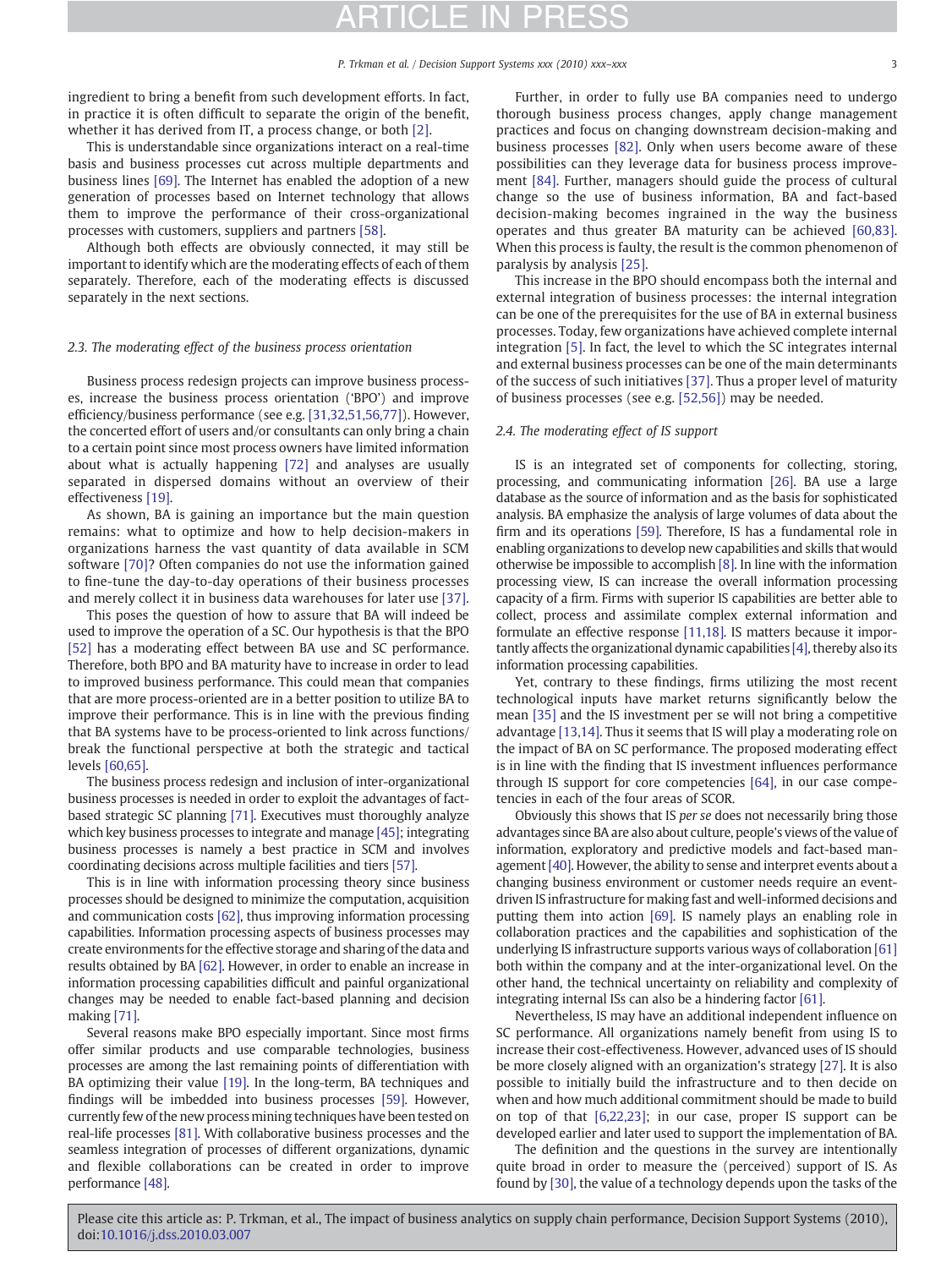ingredient to bring a benefit from such development efforts. In fact, in practice it is often difficult to separate the origin of the benefit, whether it has derived from IT, a process change, or both [2].

This is understandable since organizations interact on a real-time basis and business processes cut across multiple departments and business lines [69]. The Internet has enabled the adoption of a new generation of processes based on Internet technology that allows them to improve the performance of their cross-organizational processes with customers, suppliers and partners [58].

Although both effects are obviously connected, it may still be important to identify which are the moderating effects of each of them separately. Therefore, each of the moderating effects is discussed separately in the next sections.

### 2.3. The moderating effect of the business process orientation

Business process redesign projects can improve business processes, increase the business process orientation ('BPO') and improve efficiency/business performance (see e.g. [31,32,51,56,77]). However, the concerted effort of users and/or consultants can only bring a chain to a certain point since most process owners have limited information about what is actually happening [72] and analyses are usually separated in dispersed domains without an overview of their effectiveness [19].

As shown, BA is gaining an importance but the main question remains: what to optimize and how to help decision-makers in organizations harness the vast quantity of data available in SCM software [70]? Often companies do not use the information gained to fine-tune the day-to-day operations of their business processes and merely collect it in business data warehouses for later use [37].

This poses the question of how to assure that BA will indeed be used to improve the operation of a SC. Our hypothesis is that the BPO [52] has a moderating effect between BA use and SC performance. Therefore, both BPO and BA maturity have to increase in order to lead to improved business performance. This could mean that companies that are more process-oriented are in a better position to utilize BA to improve their performance. This is in line with the previous finding that BA systems have to be process-oriented to link across functions/break the functional perspective at both the strategic and tactical levels [60,65].

The business process redesign and inclusion of inter-organizational business processes is needed in order to exploit the advantages of fact-based strategic SC planning [71]. Executives must thoroughly analyze which key business processes to integrate and manage [45]; integrating business processes is namely a best practice in SCM and involves coordinating decisions across multiple facilities and tiers [57].

This is in line with information processing theory since business processes should be designed to minimize the computation, acquisition and communication costs [62], thus improving information processing capabilities. Information processing aspects of business processes may create environments for the effective storage and sharing of the data and results obtained by BA [62]. However, in order to enable an increase in information processing capabilities difficult and painful organizational changes may be needed to enable fact-based planning and decision making [71].

Several reasons make BPO especially important. Since most firms offer similar products and use comparable technologies, business processes are among the last remaining points of differentiation with BA optimizing their value [19]. In the long-term, BA techniques and findings will be imbedded into business processes [59]. However, currently few of the new process mining techniques have been tested on real-life processes [81]. With collaborative business processes and the seamless integration of processes of different organizations, dynamic and flexible collaborations can be created in order to improve performance [48].

Further, in order to fully use BA companies need to undergo thorough business process changes, apply change management practices and focus on changing downstream decision-making and business processes [82]. Only when users become aware of these possibilities can they leverage data for business process improvement [84]. Further, managers should guide the process of cultural change so the use of business information, BA and fact-based decision-making becomes ingrained in the way the business operates and thus greater BA maturity can be achieved [60,83]. When this process is faulty, the result is the common phenomenon of paralysis by analysis [25].

This increase in the BPO should encompass both the internal and external integration of business processes: the internal integration can be one of the prerequisites for the use of BA in external business processes. Today, few organizations have achieved complete internal integration [5]. In fact, the level to which the SC integrates internal and external business processes can be one of the main determinants of the success of such initiatives [37]. Thus a proper level of maturity of business processes (see e.g. [52,56]) may be needed.

### 2.4. The moderating effect of IS support

IS is an integrated set of components for collecting, storing, processing, and communicating information [26]. BA use a large database as the source of information and as the basis for sophisticated analysis. BA emphasize the analysis of large volumes of data about the firm and its operations [59]. Therefore, IS has a fundamental role in enabling organizations to develop new capabilities and skills that would otherwise be impossible to accomplish [8]. In line with the information processing view, IS can increase the overall information processing capacity of a firm. Firms with superior IS capabilities are better able to collect, process and assimilate complex external information and formulate an effective response [11,18]. IS matters because it importantly affects the organizational dynamic capabilities [4], thereby also its information processing capabilities.

Yet, contrary to these findings, firms utilizing the most recent technological inputs have market returns significantly below the mean [35] and the IS investment per se will not bring a competitive advantage [13,14]. Thus it seems that IS will play a moderating role on the impact of BA on SC performance. The proposed moderating effect is in line with the finding that IS investment influences performance through IS support for core competencies [64], in our case competencies in each of the four areas of SCOR.

Obviously this shows that IS *per se* does not necessarily bring those advantages since BA are also about culture, people's views of the value of information, exploratory and predictive models and fact-based management [40]. However, the ability to sense and interpret events about a changing business environment or customer needs require an event-driven IS infrastructure for making fast and well-informed decisions and putting them into action [69]. IS namely plays an enabling role in collaboration practices and the capabilities and sophistication of the underlying IS infrastructure supports various ways of collaboration [61] both within the company and at the inter-organizational level. On the other hand, the technical uncertainty on reliability and complexity of integrating internal ISs can also be a hindering factor [61].

Nevertheless, IS may have an additional independent influence on SC performance. All organizations namely benefit from using IS to increase their cost-effectiveness. However, advanced uses of IS should be more closely aligned with an organization's strategy [27]. It is also possible to initially build the infrastructure and to then decide on when and how much additional commitment should be made to build on top of that [6,22,23]; in our case, proper IS support can be developed earlier and later used to support the implementation of BA.

The definition and the questions in the survey are intentionally quite broad in order to measure the (perceived) support of IS. As found by [30], the value of a technology depends upon the tasks of the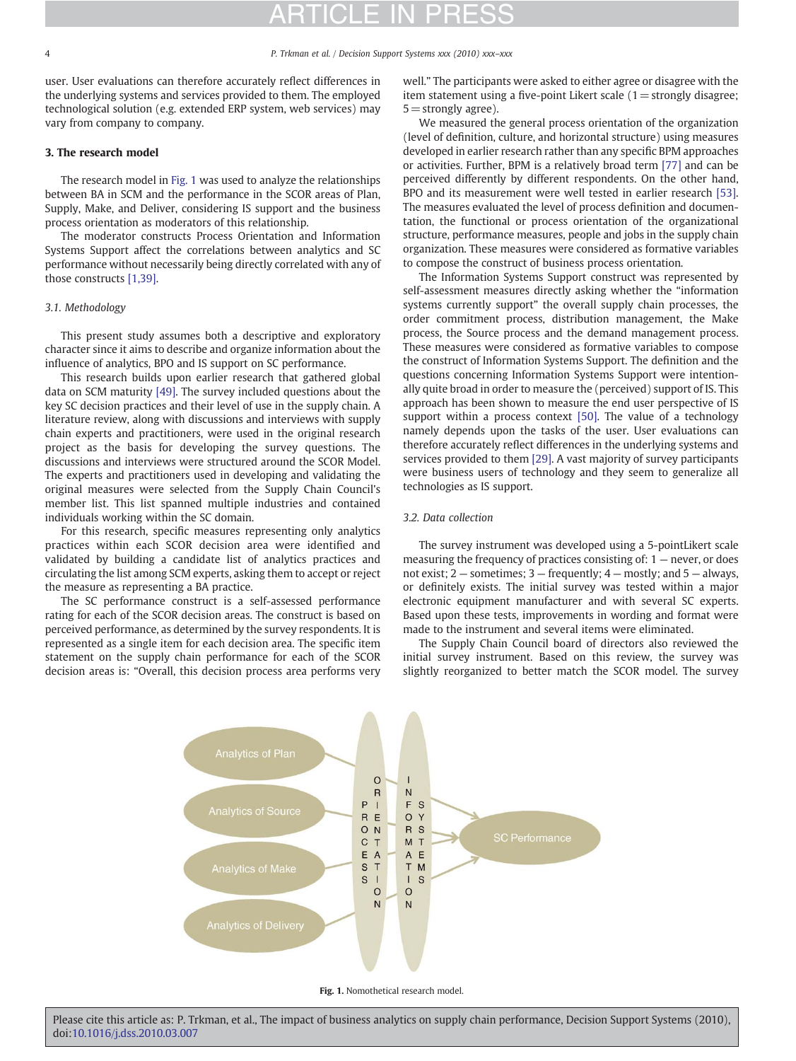user. User evaluations can therefore accurately reflect differences in the underlying systems and services provided to them. The employed technological solution (e.g. extended ERP system, web services) may vary from company to company.

## 3. The research model

The research model in Fig. 1 was used to analyze the relationships between BA in SCM and the performance in the SCOR areas of Plan, Supply, Make, and Deliver, considering IS support and the business process orientation as moderators of this relationship.

The moderator constructs Process Orientation and Information Systems Support affect the correlations between analytics and SC performance without necessarily being directly correlated with any of those constructs [1,39].

### 3.1. Methodology

This present study assumes both a descriptive and exploratory character since it aims to describe and organize information about the influence of analytics, BPO and IS support on SC performance.

This research builds upon earlier research that gathered global data on SCM maturity [49]. The survey included questions about the key SC decision practices and their level of use in the supply chain. A literature review, along with discussions and interviews with supply chain experts and practitioners, were used in the original research project as the basis for developing the survey questions. The discussions and interviews were structured around the SCOR Model. The experts and practitioners used in developing and validating the original measures were selected from the Supply Chain Council's member list. This list spanned multiple industries and contained individuals working within the SC domain.

For this research, specific measures representing only analytics practices within each SCOR decision area were identified and validated by building a candidate list of analytics practices and circulating the list among SCM experts, asking them to accept or reject the measure as representing a BA practice.

The SC performance construct is a self-assessed performance rating for each of the SCOR decision areas. The construct is based on perceived performance, as determined by the survey respondents. It is represented as a single item for each decision area. The specific item statement on the supply chain performance for each of the SCOR decision areas is: "Overall, this decision process area performs very well." The participants were asked to either agree or disagree with the item statement using a five-point Likert scale (1 = strongly disagree; 5 = strongly agree).

We measured the general process orientation of the organization (level of definition, culture, and horizontal structure) using measures developed in earlier research rather than any specific BPM approaches or activities. Further, BPM is a relatively broad term [77] and can be perceived differently by different respondents. On the other hand, BPO and its measurement were well tested in earlier research [53]. The measures evaluated the level of process definition and documentation, the functional or process orientation of the organizational structure, performance measures, people and jobs in the supply chain organization. These measures were considered as formative variables to compose the construct of business process orientation.

The Information Systems Support construct was represented by self-assessment measures directly asking whether the "information systems currently support" the overall supply chain processes, the order commitment process, distribution management, the Make process, the Source process and the demand management process. These measures were considered as formative variables to compose the construct of Information Systems Support. The definition and the questions concerning Information Systems Support were intentionally quite broad in order to measure the (perceived) support of IS. This approach has been shown to measure the end user perspective of IS support within a process context [50]. The value of a technology namely depends upon the tasks of the user. User evaluations can therefore accurately reflect differences in the underlying systems and services provided to them [29]. A vast majority of survey participants were business users of technology and they seem to generalize all technologies as IS support.

### 3.2. Data collection

The survey instrument was developed using a 5-pointLikert scale measuring the frequency of practices consisting of: 1 — never, or does not exist; 2 — sometimes; 3 — frequently; 4 — mostly; and 5 — always, or definitely exists. The initial survey was tested within a major electronic equipment manufacturer and with several SC experts. Based upon these tests, improvements in wording and format were made to the instrument and several items were eliminated.

The Supply Chain Council board of directors also reviewed the initial survey instrument. Based on this review, the survey was slightly reorganized to better match the SCOR model. The survey

Analytics of Plan

Analytics of Source

Analytics of Make

Analytics of Delivery

PROCESS ORIENTATION

INFORMATION SYSTEMS

SC Performance

**Fig. 1.** Nomothetical research model.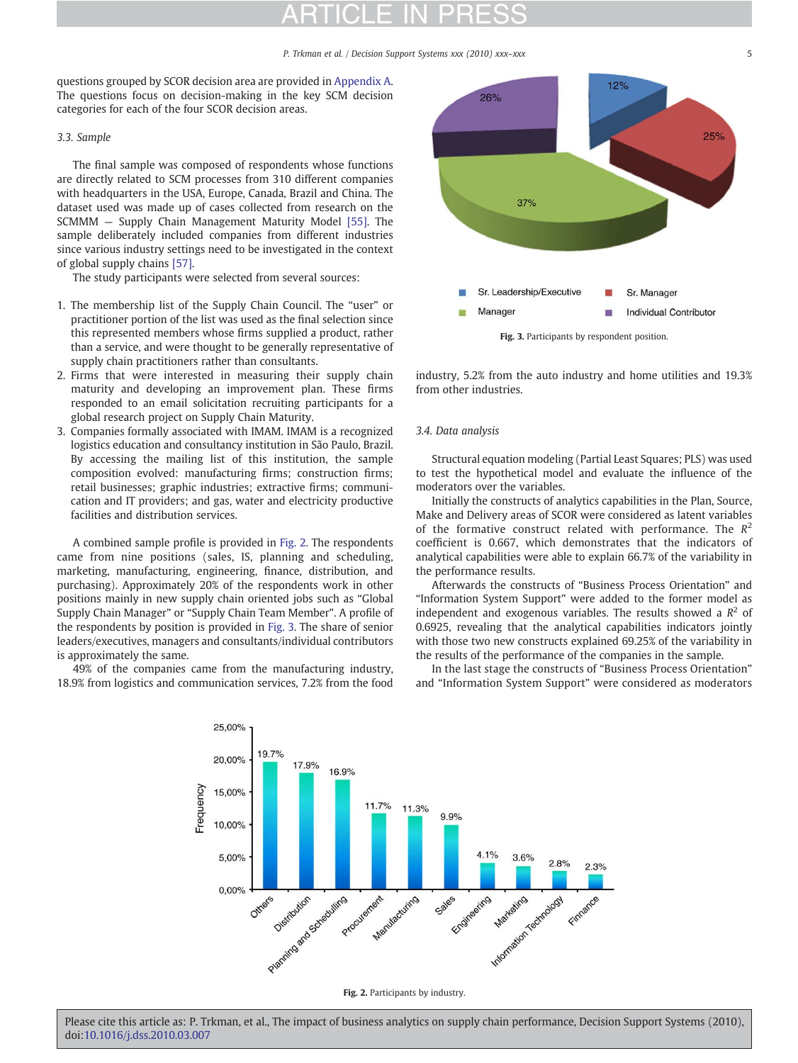questions grouped by SCOR decision area are provided in Appendix A. The questions focus on decision-making in the key SCM decision categories for each of the four SCOR decision areas.

### 3.3. Sample

The final sample was composed of respondents whose functions are directly related to SCM processes from 310 different companies with headquarters in the USA, Europe, Canada, Brazil and China. The dataset used was made up of cases collected from research on the SCMMM — Supply Chain Management Maturity Model [55]. The sample deliberately included companies from different industries since various industry settings need to be investigated in the context of global supply chains [57].

The study participants were selected from several sources:

1. The membership list of the Supply Chain Council. The "user" or practitioner portion of the list was used as the final selection since this represented members whose firms supplied a product, rather than a service, and were thought to be generally representative of supply chain practitioners rather than consultants.
2. Firms that were interested in measuring their supply chain maturity and developing an improvement plan. These firms responded to an email solicitation recruiting participants for a global research project on Supply Chain Maturity.
3. Companies formally associated with IMAM. IMAM is a recognized logistics education and consultancy institution in São Paulo, Brazil. By accessing the mailing list of this institution, the sample composition evolved: manufacturing firms; construction firms; retail businesses; graphic industries; extractive firms; communication and IT providers; and gas, water and electricity productive facilities and distribution services.

A combined sample profile is provided in Fig. 2. The respondents came from nine positions (sales, IS, planning and scheduling, marketing, manufacturing, engineering, finance, distribution, and purchasing). Approximately 20% of the respondents work in other positions mainly in new supply chain oriented jobs such as "Global Supply Chain Manager" or "Supply Chain Team Member". A profile of the respondents by position is provided in Fig. 3. The share of senior leaders/executives, managers and consultants/individual contributors is approximately the same.

49% of the companies came from the manufacturing industry, 18.9% from logistics and communication services, 7.2% from the food industry, 5.2% from the auto industry and home utilities and 19.3% from other industries.

12%
25%
37%
26%
Sr. Leadership/Executive
Sr. Manager
Manager
Individual Contributor

**Fig. 3.** Participants by respondent position.

### 3.4. Data analysis

Structural equation modeling (Partial Least Squares; PLS) was used to test the hypothetical model and evaluate the influence of the moderators over the variables.

Initially the constructs of analytics capabilities in the Plan, Source, Make and Delivery areas of SCOR were considered as latent variables of the formative construct related with performance. The $R^2$ coefficient is 0.667, which demonstrates that the indicators of analytical capabilities were able to explain 66.7% of the variability in the performance results.

Afterwards the constructs of "Business Process Orientation" and "Information System Support" were added to the former model as independent and exogenous variables. The results showed a $R^2$ of 0.6925, revealing that the analytical capabilities indicators jointly with those two new constructs explained 69.25% of the variability in the results of the performance of the companies in the sample.

In the last stage the constructs of "Business Process Orientation" and "Information System Support" were considered as moderators

Frequency
25,00%
20,00%
15,00%
10,00%
5,00%
0,00%
19.7%
17.9%
16.9%
11.7%
11.3%
9.9%
4.1%
3.6%
2.8%
2.3%
Others
Distribution
Planning and Schedulling
Procurement
Manufacturing
Sales
Engineering
Marketing
Information Technology
Finnance

**Fig. 2.** Participants by industry.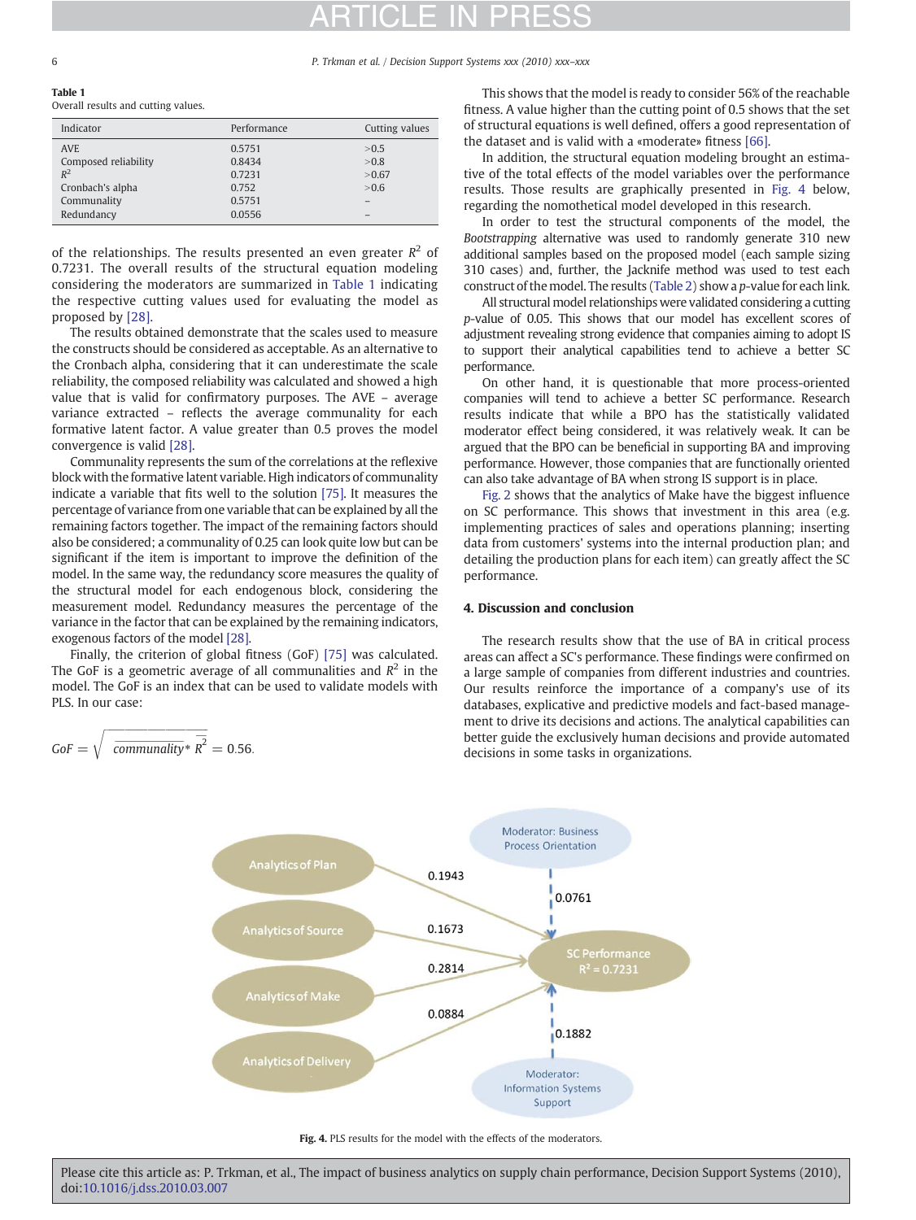**Table 1**
Overall results and cutting values.

| Indicator | Performance | Cutting values |
|---|---|---|
| AVE | 0.5751 | >0.5 |
| Composed reliability | 0.8434 | >0.8 |
| $R^2$ | 0.7231 | >0.67 |
| Cronbach's alpha | 0.752 | >0.6 |
| Communality | 0.5751 | – |
| Redundancy | 0.0556 | – |

of the relationships. The results presented an even greater $R^2$ of 0.7231. The overall results of the structural equation modeling considering the moderators are summarized in Table 1 indicating the respective cutting values used for evaluating the model as proposed by [28].

The results obtained demonstrate that the scales used to measure the constructs should be considered as acceptable. As an alternative to the Cronbach alpha, considering that it can underestimate the scale reliability, the composed reliability was calculated and showed a high value that is valid for confirmatory purposes. The AVE – average variance extracted – reflects the average communality for each formative latent factor. A value greater than 0.5 proves the model convergence is valid [28].

Communality represents the sum of the correlations at the reflexive block with the formative latent variable. High indicators of communality indicate a variable that fits well to the solution [75]. It measures the percentage of variance from one variable that can be explained by all the remaining factors together. The impact of the remaining factors should also be considered; a communality of 0.25 can look quite low but can be significant if the item is important to improve the definition of the model. In the same way, the redundancy score measures the quality of the structural model for each endogenous block, considering the measurement model. Redundancy measures the percentage of the variance in the factor that can be explained by the remaining indicators, exogenous factors of the model [28].

Finally, the criterion of global fitness (GoF) [75] was calculated. The GoF is a geometric average of all communalities and $R^2$ in the model. The GoF is an index that can be used to validate models with PLS. In our case:

$$GoF = \sqrt{\overline{communality} * \overline{R^2}} = 0.56.$$

This shows that the model is ready to consider 56% of the reachable fitness. A value higher than the cutting point of 0.5 shows that the set of structural equations is well defined, offers a good representation of the dataset and is valid with a «moderate» fitness [66].

In addition, the structural equation modeling brought an estimative of the total effects of the model variables over the performance results. Those results are graphically presented in Fig. 4 below, regarding the nomothetical model developed in this research.

In order to test the structural components of the model, the *Bootstrapping* alternative was used to randomly generate 310 new additional samples based on the proposed model (each sample sizing 310 cases) and, further, the Jacknife method was used to test each construct of the model. The results (Table 2) show a *p*-value for each link.

All structural model relationships were validated considering a cutting *p*-value of 0.05. This shows that our model has excellent scores of adjustment revealing strong evidence that companies aiming to adopt IS to support their analytical capabilities tend to achieve a better SC performance.

On other hand, it is questionable that more process-oriented companies will tend to achieve a better SC performance. Research results indicate that while a BPO has the statistically validated moderator effect being considered, it was relatively weak. It can be argued that the BPO can be beneficial in supporting BA and improving performance. However, those companies that are functionally oriented can also take advantage of BA when strong IS support is in place.

Fig. 2 shows that the analytics of Make have the biggest influence on SC performance. This shows that investment in this area (e.g. implementing practices of sales and operations planning; inserting data from customers' systems into the internal production plan; and detailing the production plans for each item) can greatly affect the SC performance.

## 4. Discussion and conclusion

The research results show that the use of BA in critical process areas can affect a SC's performance. These findings were confirmed on a large sample of companies from different industries and countries. Our results reinforce the importance of a company's use of its databases, explicative and predictive models and fact-based management to drive its decisions and actions. The analytical capabilities can better guide the exclusively human decisions and provide automated decisions in some tasks in organizations.

Analytics of Plan
Analytics of Source
Analytics of Make
Analytics of Delivery
Moderator: Business Process Orientation
Moderator: Information Systems Support
SC Performance
$R^2$ = 0.7231
0.1943
0.1673
0.2814
0.0884
0.0761
0.1882

**Fig. 4.** PLS results for the model with the effects of the moderators.

Please cite this article as: P. Trkman, et al., The impact of business analytics on supply chain performance, Decision Support Systems (2010), doi:10.1016/j.dss.2010.03.007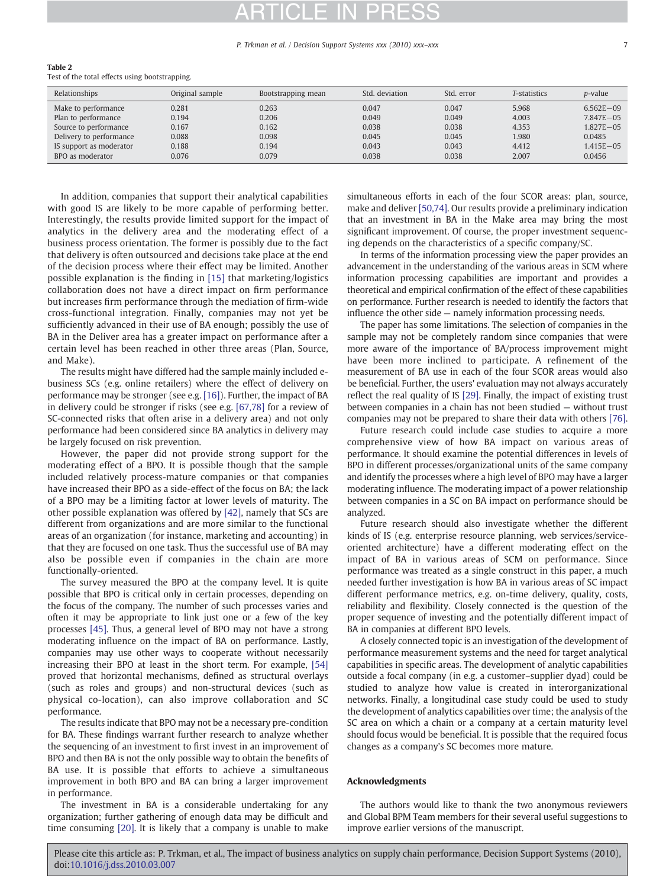**Table 2**
Test of the total effects using bootstrapping.

| Relationships | Original sample | Bootstrapping mean | Std. deviation | Std. error | *T*-statistics | *p*-value |
|---|---|---|---|---|---|---|
| Make to performance | 0.281 | 0.263 | 0.047 | 0.047 | 5.968 | 6.562E−09 |
| Plan to performance | 0.194 | 0.206 | 0.049 | 0.049 | 4.003 | 7.847E−05 |
| Source to performance | 0.167 | 0.162 | 0.038 | 0.038 | 4.353 | 1.827E−05 |
| Delivery to performance | 0.088 | 0.098 | 0.045 | 0.045 | 1.980 | 0.0485 |
| IS support as moderator | 0.188 | 0.194 | 0.043 | 0.043 | 4.412 | 1.415E−05 |
| BPO as moderator | 0.076 | 0.079 | 0.038 | 0.038 | 2.007 | 0.0456 |

In addition, companies that support their analytical capabilities with good IS are likely to be more capable of performing better. Interestingly, the results provide limited support for the impact of analytics in the delivery area and the moderating effect of a business process orientation. The former is possibly due to the fact that delivery is often outsourced and decisions take place at the end of the decision process where their effect may be limited. Another possible explanation is the finding in [15] that marketing/logistics collaboration does not have a direct impact on firm performance but increases firm performance through the mediation of firm-wide cross-functional integration. Finally, companies may not yet be sufficiently advanced in their use of BA enough; possibly the use of BA in the Deliver area has a greater impact on performance after a certain level has been reached in other three areas (Plan, Source, and Make).

The results might have differed had the sample mainly included e-business SCs (e.g. online retailers) where the effect of delivery on performance may be stronger (see e.g. [16]). Further, the impact of BA in delivery could be stronger if risks (see e.g. [67,78] for a review of SC-connected risks that often arise in a delivery area) and not only performance had been considered since BA analytics in delivery may be largely focused on risk prevention.

However, the paper did not provide strong support for the moderating effect of a BPO. It is possible though that the sample included relatively process-mature companies or that companies have increased their BPO as a side-effect of the focus on BA; the lack of a BPO may be a limiting factor at lower levels of maturity. The other possible explanation was offered by [42], namely that SCs are different from organizations and are more similar to the functional areas of an organization (for instance, marketing and accounting) in that they are focused on one task. Thus the successful use of BA may also be possible even if companies in the chain are more functionally-oriented.

The survey measured the BPO at the company level. It is quite possible that BPO is critical only in certain processes, depending on the focus of the company. The number of such processes varies and often it may be appropriate to link just one or a few of the key processes [45]. Thus, a general level of BPO may not have a strong moderating influence on the impact of BA on performance. Lastly, companies may use other ways to cooperate without necessarily increasing their BPO at least in the short term. For example, [54] proved that horizontal mechanisms, defined as structural overlays (such as roles and groups) and non-structural devices (such as physical co-location), can also improve collaboration and SC performance.

The results indicate that BPO may not be a necessary pre-condition for BA. These findings warrant further research to analyze whether the sequencing of an investment to first invest in an improvement of BPO and then BA is not the only possible way to obtain the benefits of BA use. It is possible that efforts to achieve a simultaneous improvement in both BPO and BA can bring a larger improvement in performance.

The investment in BA is a considerable undertaking for any organization; further gathering of enough data may be difficult and time consuming [20]. It is likely that a company is unable to make simultaneous efforts in each of the four SCOR areas: plan, source, make and deliver [50,74]. Our results provide a preliminary indication that an investment in BA in the Make area may bring the most significant improvement. Of course, the proper investment sequencing depends on the characteristics of a specific company/SC.

In terms of the information processing view the paper provides an advancement in the understanding of the various areas in SCM where information processing capabilities are important and provides a theoretical and empirical confirmation of the effect of these capabilities on performance. Further research is needed to identify the factors that influence the other side — namely information processing needs.

The paper has some limitations. The selection of companies in the sample may not be completely random since companies that were more aware of the importance of BA/process improvement might have been more inclined to participate. A refinement of the measurement of BA use in each of the four SCOR areas would also be beneficial. Further, the users' evaluation may not always accurately reflect the real quality of IS [29]. Finally, the impact of existing trust between companies in a chain has not been studied — without trust companies may not be prepared to share their data with others [76].

Future research could include case studies to acquire a more comprehensive view of how BA impact on various areas of performance. It should examine the potential differences in levels of BPO in different processes/organizational units of the same company and identify the processes where a high level of BPO may have a larger moderating influence. The moderating impact of a power relationship between companies in a SC on BA impact on performance should be analyzed.

Future research should also investigate whether the different kinds of IS (e.g. enterprise resource planning, web services/service-oriented architecture) have a different moderating effect on the impact of BA in various areas of SCM on performance. Since performance was treated as a single construct in this paper, a much needed further investigation is how BA in various areas of SC impact different performance metrics, e.g. on-time delivery, quality, costs, reliability and flexibility. Closely connected is the question of the proper sequence of investing and the potentially different impact of BA in companies at different BPO levels.

A closely connected topic is an investigation of the development of performance measurement systems and the need for target analytical capabilities in specific areas. The development of analytic capabilities outside a focal company (in e.g. a customer–supplier dyad) could be studied to analyze how value is created in interorganizational networks. Finally, a longitudinal case study could be used to study the development of analytics capabilities over time; the analysis of the SC area on which a chain or a company at a certain maturity level should focus would be beneficial. It is possible that the required focus changes as a company's SC becomes more mature.

## Acknowledgments

The authors would like to thank the two anonymous reviewers and Global BPM Team members for their several useful suggestions to improve earlier versions of the manuscript.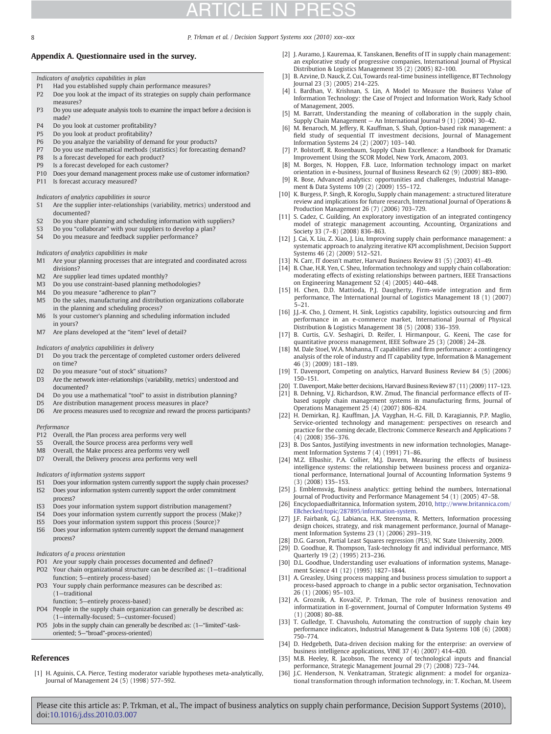## Appendix A. Questionnaire used in the survey.

*Indicators of analytics capabilities in plan*

| | |
|---|---|
| P1 | Had you established supply chain performance measures? |
| P2 | Doe you look at the impact of its strategies on supply chain performance measures? |
| P3 | Do you use adequate analysis tools to examine the impact before a decision is made? |
| P4 | Do you look at customer profitability? |
| P5 | Do you look at product profitability? |
| P6 | Do you analyze the variability of demand for your products? |
| P7 | Do you use mathematical methods (statistics) for forecasting demand? |
| P8 | Is a forecast developed for each product? |
| P9 | Is a forecast developed for each customer? |
| P10 | Does your demand management process make use of customer information? |
| P11 | Is forecast accuracy measured? |

*Indicators of analytics capabilities in source*

| | |
|---|---|
| S1 | Are the supplier inter-relationships (variability, metrics) understood and documented? |
| S2 | Do you share planning and scheduling information with suppliers? |
| S3 | Do you "collaborate" with your suppliers to develop a plan? |
| S4 | Do you measure and feedback supplier performance? |

*Indicators of analytics capabilities in make*

| | |
|---|---|
| M1 | Are your planning processes that are integrated and coordinated across divisions? |
| M2 | Are supplier lead times updated monthly? |
| M3 | Do you use constraint-based planning methodologies? |
| M4 | Do you measure "adherence to plan"? |
| M5 | Do the sales, manufacturing and distribution organizations collaborate in the planning and scheduling process? |
| M6 | Is your customer's planning and scheduling information included in yours? |
| M7 | Are plans developed at the "item" level of detail? |

*Indicators of analytics capabilities in delivery*

| | |
|---|---|
| D1 | Do you track the percentage of completed customer orders delivered on time? |
| D2 | Do you measure "out of stock" situations? |
| D3 | Are the network inter-relationships (variability, metrics) understood and documented? |
| D4 | Do you use a mathematical "tool" to assist in distribution planning? |
| D5 | Are distribution management process measures in place? |
| D6 | Are process measures used to recognize and reward the process participants? |

*Performance*

| | |
|---|---|
| P12 | Overall, the Plan process area performs very well |
| S5 | Overall, the Source process area performs very well |
| M8 | Overall, the Make process area performs very well |
| D7 | Overall, the Delivery process area performs very well |

*Indicators of information systems support*

| | |
|---|---|
| IS1 | Does your information system currently support the supply chain processes? |
| IS2 | Does your information system currently support the order commitment process? |
| IS3 | Does your information system support distribution management? |
| IS4 | Does your information system currently support the process (Make)? |
| IS5 | Does your information system support this process (Source)? |
| IS6 | Does your information system currently support the demand management process? |

*Indicators of a process orientation*

| | |
|---|---|
| PO1 | Are your supply chain processes documented and defined? |
| PO2 | Your chain organizational structure can be described as: (1—traditional function; 5—entirely process-based) |
| PO3 | Your supply chain performance measures can be described as: (1—traditional function; 5—entirely process-based) |
| PO4 | People in the supply chain organization can generally be described as: (1—internally-focused; 5—customer-focused) |
| PO5 | Jobs in the supply chain can generally be described as: (1—"limited"-task-oriented; 5—"broad"-process-oriented) |

## References

[1] H. Aguinis, C.A. Pierce, Testing moderator variable hypotheses meta-analytically, Journal of Management 24 (5) (1998) 577–592.

[2] J. Auramo, J. Kauremaa, K. Tanskanen, Benefits of IT in supply chain management: an explorative study of progressive companies, International Journal of Physical Distribution & Logistics Management 35 (2) (2005) 82–100.

[3] B. Azvine, D. Nauck, Z. Cui, Towards real-time business intelligence, BT Technology Journal 23 (3) (2005) 214–225.

[4] I. Bardhan, V. Krishnan, S. Lin, A Model to Measure the Business Value of Information Technology: the Case of Project and Information Work, Rady School of Management, 2005.

[5] M. Barratt, Understanding the meaning of collaboration in the supply chain, Supply Chain Management — An International Journal 9 (1) (2004) 30–42.

[6] M. Benaroch, M. Jeffery, R. Kauffman, S. Shah, Option-based risk management: a field study of sequential IT investment decisions, Journal of Management Information Systems 24 (2) (2007) 103–140.

[7] P. Bolstorff, R. Rosenbaum, Supply Chain Excellence: a Handbook for Dramatic Improvement Using the SCOR Model, New York, Amacom, 2003.

[8] M. Borges, N. Hoppen, F.B. Luce, Information technology impact on market orientation in e-business, Journal of Business Research 62 (9) (2009) 883–890.

[9] R. Bose, Advanced analytics: opportunities and challenges, Industrial Management & Data Systems 109 (2) (2009) 155–172.

[10] K. Burgess, P. Singh, R. Koroglu, Supply chain management: a structured literature review and implications for future research, International Journal of Operations & Production Management 26 (7) (2006) 703–729.

[11] S. Cadez, C. Guilding, An exploratory investigation of an integrated contingency model of strategic management accounting, Accounting, Organizations and Society 33 (7–8) (2008) 836–863.

[12] J. Cai, X. Liu, Z. Xiao, J. Liu, Improving supply chain performance management: a systematic approach to analyzing iterative KPI accomplishment, Decision Support Systems 46 (2) (2009) 512–521.

[13] N. Carr, IT doesn't matter, Harvard Business Review 81 (5) (2003) 41–49.

[14] B. Chae, H.R. Yen, C. Sheu, Information technology and supply chain collaboration: moderating effects of existing relationships between partners, IEEE Transactions on Engineering Management 52 (4) (2005) 440–448.

[15] H. Chen, D.D. Mattioda, P.J. Daugherty, Firm-wide integration and firm performance, The International Journal of Logistics Management 18 (1) (2007) 5–21.

[16] J.J.-K. Cho, J. Ozment, H. Sink, Logistics capability, logistics outsourcing and firm performance in an e-commerce market, International Journal of Physical Distribution & Logistics Management 38 (5) (2008) 336–359.

[17] B. Curtis, G.V. Seshagiri, D. Reifer, I. Hirmanpour, G. Keeni, The case for quantitative process management, IEEE Software 25 (3) (2008) 24–28.

[18] M. Dale Stoel, W.A. Muhanna, IT capabilities and firm performance: a contingency analysis of the role of industry and IT capability type, Information & Management 46 (3) (2009) 181–189.

[19] T. Davenport, Competing on analytics, Harvard Business Review 84 (5) (2006) 150–151.

[20] T. Davenport, Make better decisions, Harvard Business Review 87 (11) (2009) 117–123.

[21] B. Dehning, V.J. Richardson, R.W. Zmud, The financial performance effects of IT-based supply chain management systems in manufacturing firms, Journal of Operations Management 25 (4) (2007) 806–824.

[22] H. Demirkan, R.J. Kauffman, J.A. Vayghan, H.-G. Fill, D. Karagiannis, P.P. Maglio, Service-oriented technology and management: perspectives on research and practice for the coming decade, Electronic Commerce Research and Applications 7 (4) (2008) 356–376.

[23] B. Dos Santos, Justifying investments in new information technologies, Management Information Systems 7 (4) (1991) 71–86.

[24] M.Z. Elbashir, P.A. Collier, M.J. Davern, Measuring the effects of business intelligence systems: the relationship between business process and organizational performance, International Journal of Accounting Information Systems 9 (3) (2008) 135–153.

[25] J. Emblemsvåg, Business analytics: getting behind the numbers, International Journal of Productivity and Performance Management 54 (1) (2005) 47–58.

[26] EncyclopaediaBritannica, Information system, 2010, http://www.britannica.com/EBchecked/topic/287895/information-system.

[27] J.F. Fairbank, G.J. Labianca, H.K. Steensma, R. Metters, Information processing design choices, strategy, and risk management performance, Journal of Management Information Systems 23 (1) (2006) 293–319.

[28] D.G. Garson, Partial Least Squares regression (PLS), NC State University, 2009.

[29] D. Goodhue, R. Thompson, Task-technology fit and individual performance, MIS Quarterly 19 (2) (1995) 213–236.

[30] D.L. Goodhue, Understanding user evaluations of information systems, Management Science 41 (12) (1995) 1827–1844.

[31] A. Greasley, Using process mapping and business process simulation to support a process-based approach to change in a public sector organisation, Technovation 26 (1) (2006) 95–103.

[32] A. Groznik, A. Kovačič, P. Trkman, The role of business renovation and informatization in E-government, Journal of Computer Information Systems 49 (1) (2008) 80–88.

[33] T. Gulledge, T. Chavusholu, Automating the construction of supply chain key performance indicators, Industrial Management & Data Systems 108 (6) (2008) 750–774.

[34] D. Hedgebeth, Data-driven decision making for the enterprise: an overview of business intelligence applications, VINE 37 (4) (2007) 414–420.

[35] M.B. Heeley, R. Jacobson, The recency of technological inputs and financial performance, Strategic Management Journal 29 (7) (2008) 723–744.

[36] J.C. Henderson, N. Venkatraman, Strategic alignment: a model for organizational transformation through information technology, in: T. Kochan, M. Useem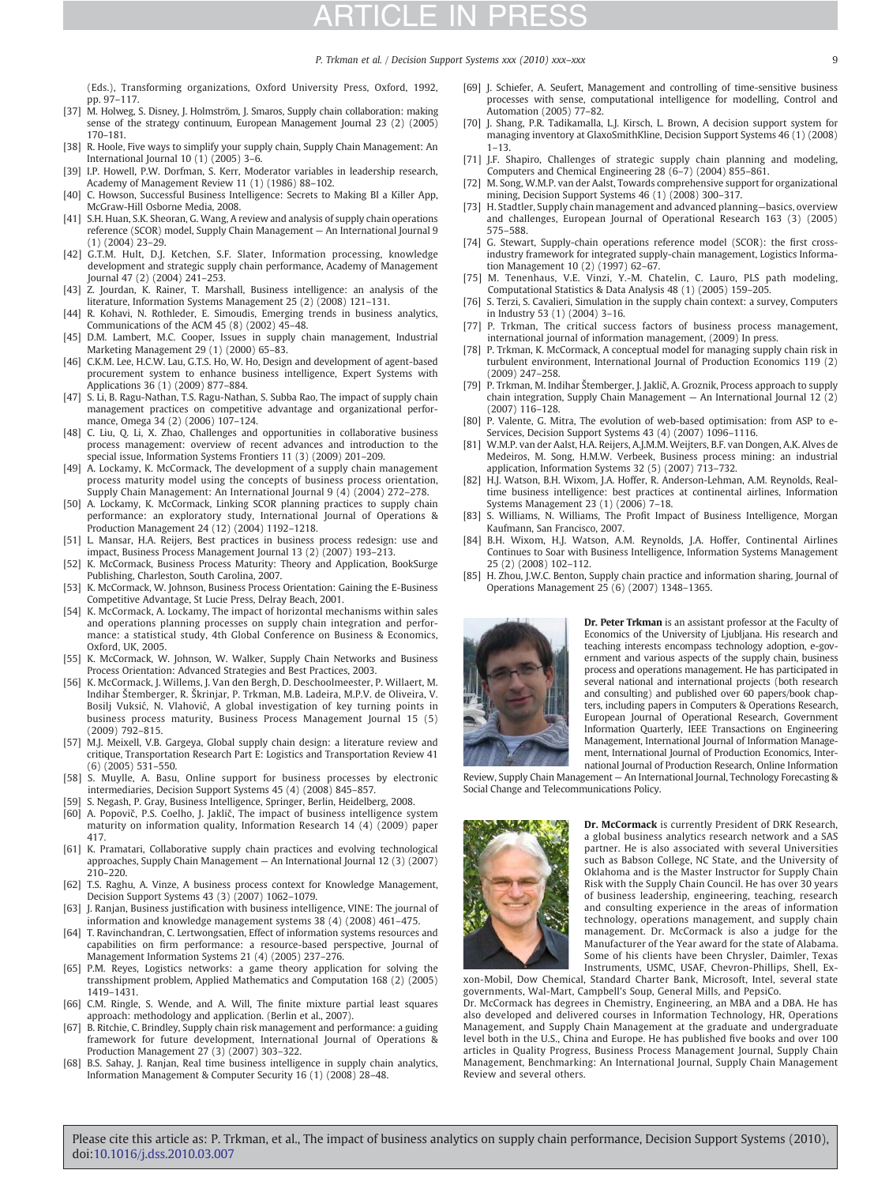(Eds.), Transforming organizations, Oxford University Press, Oxford, 1992, pp. 97–117.

[37] M. Holweg, S. Disney, J. Holmström, J. Smaros, Supply chain collaboration: making sense of the strategy continuum, European Management Journal 23 (2) (2005) 170–181.

[38] R. Hoole, Five ways to simplify your supply chain, Supply Chain Management: An International Journal 10 (1) (2005) 3–6.

[39] J.P. Howell, P.W. Dorfman, S. Kerr, Moderator variables in leadership research, Academy of Management Review 11 (1) (1986) 88–102.

[40] C. Howson, Successful Business Intelligence: Secrets to Making BI a Killer App, McGraw-Hill Osborne Media, 2008.

[41] S.H. Huan, S.K. Sheoran, G. Wang, A review and analysis of supply chain operations reference (SCOR) model, Supply Chain Management — An International Journal 9 (1) (2004) 23–29.

[42] G.T.M. Hult, D.J. Ketchen, S.F. Slater, Information processing, knowledge development and strategic supply chain performance, Academy of Management Journal 47 (2) (2004) 241–253.

[43] Z. Jourdan, K. Rainer, T. Marshall, Business intelligence: an analysis of the literature, Information Systems Management 25 (2) (2008) 121–131.

[44] R. Kohavi, N. Rothleder, E. Simoudis, Emerging trends in business analytics, Communications of the ACM 45 (8) (2002) 45–48.

[45] D.M. Lambert, M.C. Cooper, Issues in supply chain management, Industrial Marketing Management 29 (1) (2000) 65–83.

[46] C.K.M. Lee, H.C.W. Lau, G.T.S. Ho, W. Ho, Design and development of agent-based procurement system to enhance business intelligence, Expert Systems with Applications 36 (1) (2009) 877–884.

[47] S. Li, B. Ragu-Nathan, T.S. Ragu-Nathan, S. Subba Rao, The impact of supply chain management practices on competitive advantage and organizational performance, Omega 34 (2) (2006) 107–124.

[48] C. Liu, Q. Li, X. Zhao, Challenges and opportunities in collaborative business process management: overview of recent advances and introduction to the special issue, Information Systems Frontiers 11 (3) (2009) 201–209.

[49] A. Lockamy, K. McCormack, The development of a supply chain management process maturity model using the concepts of business process orientation, Supply Chain Management: An International Journal 9 (4) (2004) 272–278.

[50] A. Lockamy, K. McCormack, Linking SCOR planning practices to supply chain performance: an exploratory study, International Journal of Operations & Production Management 24 (12) (2004) 1192–1218.

[51] L. Mansar, H.A. Reijers, Best practices in business process redesign: use and impact, Business Process Management Journal 13 (2) (2007) 193–213.

[52] K. McCormack, Business Process Maturity: Theory and Application, BookSurge Publishing, Charleston, South Carolina, 2007.

[53] K. McCormack, W. Johnson, Business Process Orientation: Gaining the E-Business Competitive Advantage, St Lucie Press, Delray Beach, 2001.

[54] K. McCormack, A. Lockamy, The impact of horizontal mechanisms within sales and operations planning processes on supply chain integration and performance: a statistical study, 4th Global Conference on Business & Economics, Oxford, UK, 2005.

[55] K. McCormack, W. Johnson, W. Walker, Supply Chain Networks and Business Process Orientation: Advanced Strategies and Best Practices, 2003.

[56] K. McCormack, J. Willems, J. Van den Bergh, D. Deschoolmeester, P. Willaert, M. Indihar Štemberger, R. Škrinjar, P. Trkman, M.B. Ladeira, M.P.V. de Oliveira, V. Bosilj Vukšić, N. Vlahović, A global investigation of key turning points in business process maturity, Business Process Management Journal 15 (5) (2009) 792–815.

[57] M.J. Meixell, V.B. Gargeya, Global supply chain design: a literature review and critique, Transportation Research Part E: Logistics and Transportation Review 41 (6) (2005) 531–550.

[58] S. Muylle, A. Basu, Online support for business processes by electronic intermediaries, Decision Support Systems 45 (4) (2008) 845–857.

[59] S. Negash, P. Gray, Business Intelligence, Springer, Berlin, Heidelberg, 2008.

[60] A. Popovič, P.S. Coelho, J. Jaklič, The impact of business intelligence system maturity on information quality, Information Research 14 (4) (2009) paper 417.

[61] K. Pramatari, Collaborative supply chain practices and evolving technological approaches, Supply Chain Management — An International Journal 12 (3) (2007) 210–220.

[62] T.S. Raghu, A. Vinze, A business process context for Knowledge Management, Decision Support Systems 43 (3) (2007) 1062–1079.

[63] J. Ranjan, Business justification with business intelligence, VINE: The journal of information and knowledge management systems 38 (4) (2008) 461–475.

[64] T. Ravinchandran, C. Lertwongsatien, Effect of information systems resources and capabilities on firm performance: a resource-based perspective, Journal of Management Information Systems 21 (4) (2005) 237–276.

[65] P.M. Reyes, Logistics networks: a game theory application for solving the transshipment problem, Applied Mathematics and Computation 168 (2) (2005) 1419–1431.

[66] C.M. Ringle, S. Wende, and A. Will, The finite mixture partial least squares approach: methodology and application. (Berlin et al., 2007).

[67] B. Ritchie, C. Brindley, Supply chain risk management and performance: a guiding framework for future development, International Journal of Operations & Production Management 27 (3) (2007) 303–322.

[68] B.S. Sahay, J. Ranjan, Real time business intelligence in supply chain analytics, Information Management & Computer Security 16 (1) (2008) 28–48.

[69] J. Schiefer, A. Seufert, Management and controlling of time-sensitive business processes with sense, computational intelligence for modelling, Control and Automation (2005) 77–82.

[70] J. Shang, P.R. Tadikamalla, L.J. Kirsch, L. Brown, A decision support system for managing inventory at GlaxoSmithKline, Decision Support Systems 46 (1) (2008) 1–13.

[71] J.F. Shapiro, Challenges of strategic supply chain planning and modeling, Computers and Chemical Engineering 28 (6–7) (2004) 855–861.

[72] M. Song, W.M.P. van der Aalst, Towards comprehensive support for organizational mining, Decision Support Systems 46 (1) (2008) 300–317.

[73] H. Stadtler, Supply chain management and advanced planning—basics, overview and challenges, European Journal of Operational Research 163 (3) (2005) 575–588.

[74] G. Stewart, Supply-chain operations reference model (SCOR): the first cross-industry framework for integrated supply-chain management, Logistics Information Management 10 (2) (1997) 62–67.

[75] M. Tenenhaus, V.E. Vinzi, Y.-M. Chatelin, C. Lauro, PLS path modeling, Computational Statistics & Data Analysis 48 (1) (2005) 159–205.

[76] S. Terzi, S. Cavalieri, Simulation in the supply chain context: a survey, Computers in Industry 53 (1) (2004) 3–16.

[77] P. Trkman, The critical success factors of business process management, international journal of information management, (2009) In press.

[78] P. Trkman, K. McCormack, A conceptual model for managing supply chain risk in turbulent environment, International Journal of Production Economics 119 (2) (2009) 247–258.

[79] P. Trkman, M. Indihar Štemberger, J. Jaklič, A. Groznik, Process approach to supply chain integration, Supply Chain Management — An International Journal 12 (2) (2007) 116–128.

[80] P. Valente, G. Mitra, The evolution of web-based optimisation: from ASP to e-Services, Decision Support Systems 43 (4) (2007) 1096–1116.

[81] W.M.P. van der Aalst, H.A. Reijers, A.J.M.M. Weijters, B.F. van Dongen, A.K. Alves de Medeiros, M. Song, H.M.W. Verbeek, Business process mining: an industrial application, Information Systems 32 (5) (2007) 713–732.

[82] H.J. Watson, B.H. Wixom, J.A. Hoffer, R. Anderson-Lehman, A.M. Reynolds, Real-time business intelligence: best practices at continental airlines, Information Systems Management 23 (1) (2006) 7–18.

[83] S. Williams, N. Williams, The Profit Impact of Business Intelligence, Morgan Kaufmann, San Francisco, 2007.

[84] B.H. Wixom, H.J. Watson, A.M. Reynolds, J.A. Hoffer, Continental Airlines Continues to Soar with Business Intelligence, Information Systems Management 25 (2) (2008) 102–112.

[85] H. Zhou, J.W.C. Benton, Supply chain practice and information sharing, Journal of Operations Management 25 (6) (2007) 1348–1365.

**Dr. Peter Trkman** is an assistant professor at the Faculty of Economics of the University of Ljubljana. His research and teaching interests encompass technology adoption, e-government and various aspects of the supply chain, business process and operations management. He has participated in several national and international projects (both research and consulting) and published over 60 papers/book chapters, including papers in Computers & Operations Research, European Journal of Operational Research, Government Information Quarterly, IEEE Transactions on Engineering Management, International Journal of Information Management, International Journal of Production Economics, International Journal of Production Research, Online Information Review, Supply Chain Management — An International Journal, Technology Forecasting & Social Change and Telecommunications Policy.

**Dr. McCormack** is currently President of DRK Research, a global business analytics research network and a SAS partner. He is also associated with several Universities such as Babson College, NC State, and the University of Oklahoma and is the Master Instructor for Supply Chain Risk with the Supply Chain Council. He has over 30 years of business leadership, engineering, teaching, research and consulting experience in the areas of information technology, operations management, and supply chain management. Dr. McCormack is also a judge for the Manufacturer of the Year award for the state of Alabama. Some of his clients have been Chrysler, Daimler, Texas Instruments, USMC, USAF, Chevron-Phillips, Shell, Exxon-Mobil, Dow Chemical, Standard Charter Bank, Microsoft, Intel, several state governments, Wal-Mart, Campbell's Soup, General Mills, and PepsiCo.

Dr. McCormack has degrees in Chemistry, Engineering, an MBA and a DBA. He has also developed and delivered courses in Information Technology, HR, Operations Management, and Supply Chain Management at the graduate and undergraduate level both in the U.S., China and Europe. He has published five books and over 100 articles in Quality Progress, Business Process Management Journal, Supply Chain Management, Benchmarking: An International Journal, Supply Chain Management Review and several others.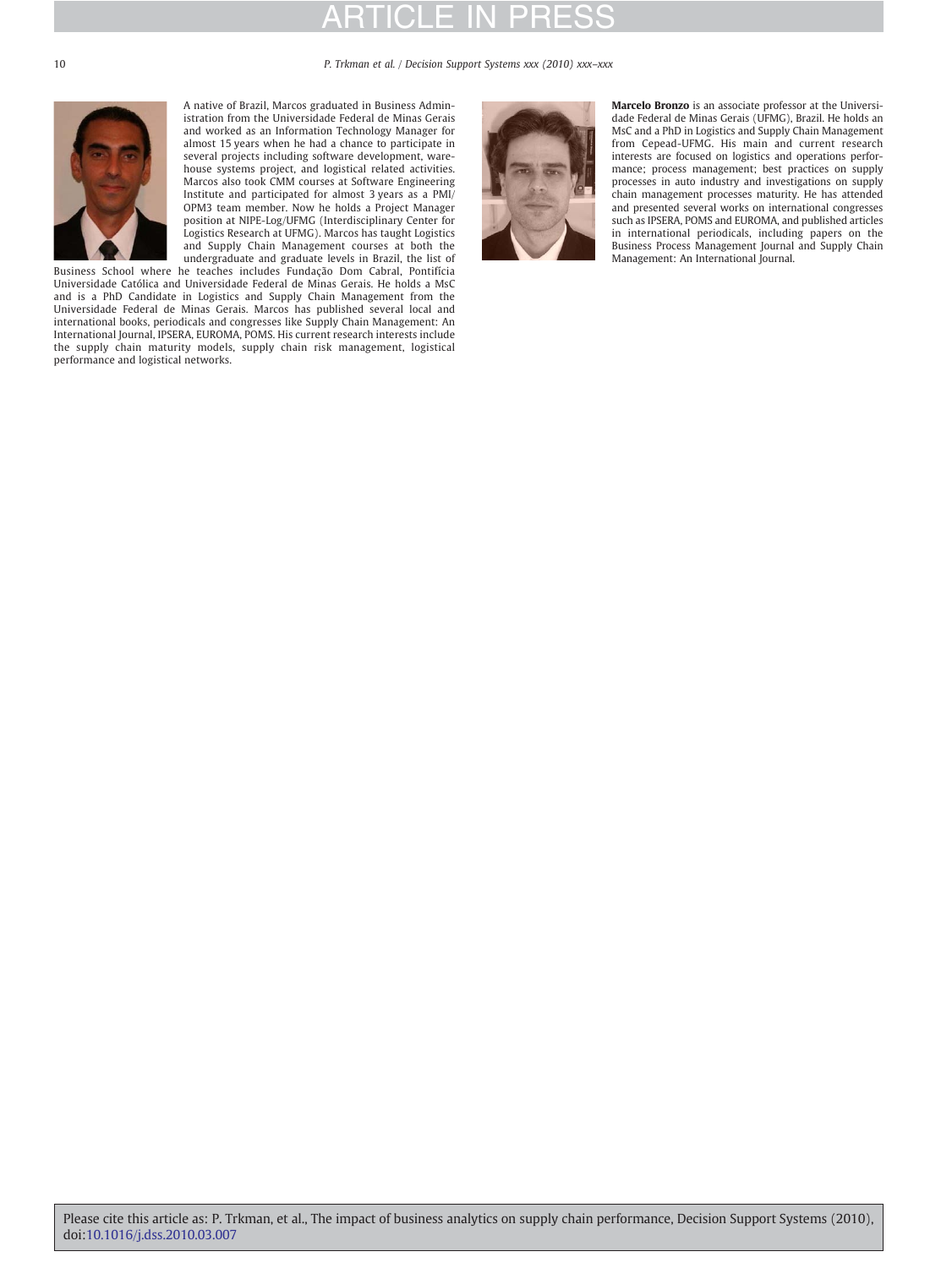A native of Brazil, Marcos graduated in Business Administration from the Universidade Federal de Minas Gerais and worked as an Information Technology Manager for almost 15 years when he had a chance to participate in several projects including software development, warehouse systems project, and logistical related activities. Marcos also took CMM courses at Software Engineering Institute and participated for almost 3 years as a PMI/OPM3 team member. Now he holds a Project Manager position at NIPE-Log/UFMG (Interdisciplinary Center for Logistics Research at UFMG). Marcos has taught Logistics and Supply Chain Management courses at both the undergraduate and graduate levels in Brazil, the list of Business School where he teaches includes Fundação Dom Cabral, Pontifícia Universidade Católica and Universidade Federal de Minas Gerais. He holds a MsC and is a PhD Candidate in Logistics and Supply Chain Management from the Universidade Federal de Minas Gerais. Marcos has published several local and international books, periodicals and congresses like Supply Chain Management: An International Journal, IPSERA, EUROMA, POMS. His current research interests include the supply chain maturity models, supply chain risk management, logistical performance and logistical networks.

**Marcelo Bronzo** is an associate professor at the Universidade Federal de Minas Gerais (UFMG), Brazil. He holds an MsC and a PhD in Logistics and Supply Chain Management from Cepead-UFMG. His main and current research interests are focused on logistics and operations performance; process management; best practices on supply processes in auto industry and investigations on supply chain management processes maturity. He has attended and presented several works on international congresses such as IPSERA, POMS and EUROMA, and published articles in international periodicals, including papers on the Business Process Management Journal and Supply Chain Management: An International Journal.